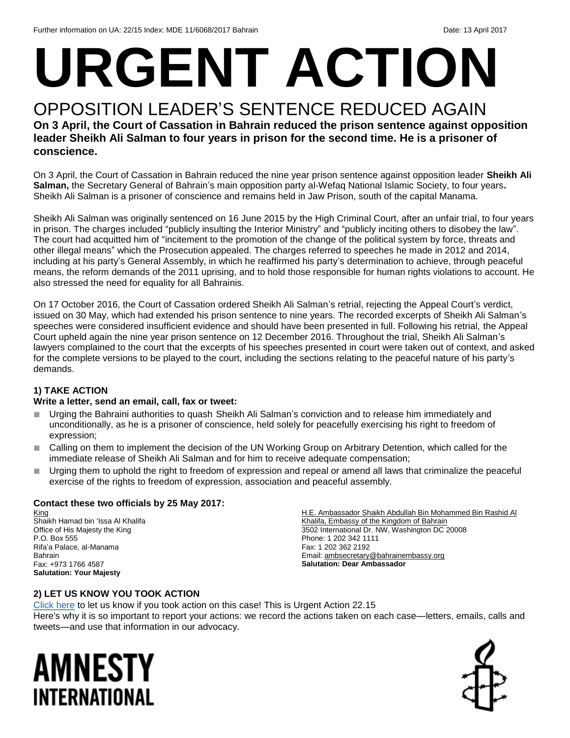Further information on UA: 22/15 Index: MDE 11/6068/2017 Bahrain Date: 13 April 2017

# URGENT ACTION

## OPPOSITION LEADER'S SENTENCE REDUCED AGAIN

**On 3 April, the Court of Cassation in Bahrain reduced the prison sentence against opposition leader Sheikh Ali Salman to four years in prison for the second time. He is a prisoner of conscience.**

On 3 April, the Court of Cassation in Bahrain reduced the nine year prison sentence against opposition leader **Sheikh Ali Salman,** the Secretary General of Bahrain's main opposition party al-Wefaq National Islamic Society, to four years**.** Sheikh Ali Salman is a prisoner of conscience and remains held in Jaw Prison, south of the capital Manama.

Sheikh Ali Salman was originally sentenced on 16 June 2015 by the High Criminal Court, after an unfair trial, to four years in prison. The charges included "publicly insulting the Interior Ministry" and "publicly inciting others to disobey the law". The court had acquitted him of "incitement to the promotion of the change of the political system by force, threats and other illegal means" which the Prosecution appealed. The charges referred to speeches he made in 2012 and 2014, including at his party's General Assembly, in which he reaffirmed his party's determination to achieve, through peaceful means, the reform demands of the 2011 uprising, and to hold those responsible for human rights violations to account. He also stressed the need for equality for all Bahrainis.

On 17 October 2016, the Court of Cassation ordered Sheikh Ali Salman's retrial, rejecting the Appeal Court's verdict, issued on 30 May, which had extended his prison sentence to nine years. The recorded excerpts of Sheikh Ali Salman's speeches were considered insufficient evidence and should have been presented in full. Following his retrial, the Appeal Court upheld again the nine year prison sentence on 12 December 2016. Throughout the trial, Sheikh Ali Salman's lawyers complained to the court that the excerpts of his speeches presented in court were taken out of context, and asked for the complete versions to be played to the court, including the sections relating to the peaceful nature of his party's demands.

### 1) TAKE ACTION

**Write a letter, send an email, call, fax or tweet:**

- Urging the Bahraini authorities to quash Sheikh Ali Salman's conviction and to release him immediately and unconditionally, as he is a prisoner of conscience, held solely for peacefully exercising his right to freedom of expression;
- Calling on them to implement the decision of the UN Working Group on Arbitrary Detention, which called for the immediate release of Sheikh Ali Salman and for him to receive adequate compensation;
- Urging them to uphold the right to freedom of expression and repeal or amend all laws that criminalize the peaceful exercise of the rights to freedom of expression, association and peaceful assembly.

**Contact these two officials by 25 May 2017:**

King
Shaikh Hamad bin 'Issa Al Khalifa
Office of His Majesty the King
P.O. Box 555
Rifa'a Palace, al-Manama
Bahrain
Fax: +973 1766 4587
**Salutation: Your Majesty**

H.E. Ambassador Shaikh Abdullah Bin Mohammed Bin Rashid Al Khalifa, Embassy of the Kingdom of Bahrain
3502 International Dr. NW, Washington DC 20008
Phone: 1 202 342 1111
Fax: 1 202 362 2192
Email: ambsecretary@bahrainembassy.org
**Salutation: Dear Ambassador**

### 2) LET US KNOW YOU TOOK ACTION

Click here to let us know if you took action on this case! This is Urgent Action 22.15
Here's why it is so important to report your actions: we record the actions taken on each case—letters, emails, calls and tweets—and use that information in our advocacy.

AMNESTY INTERNATIONAL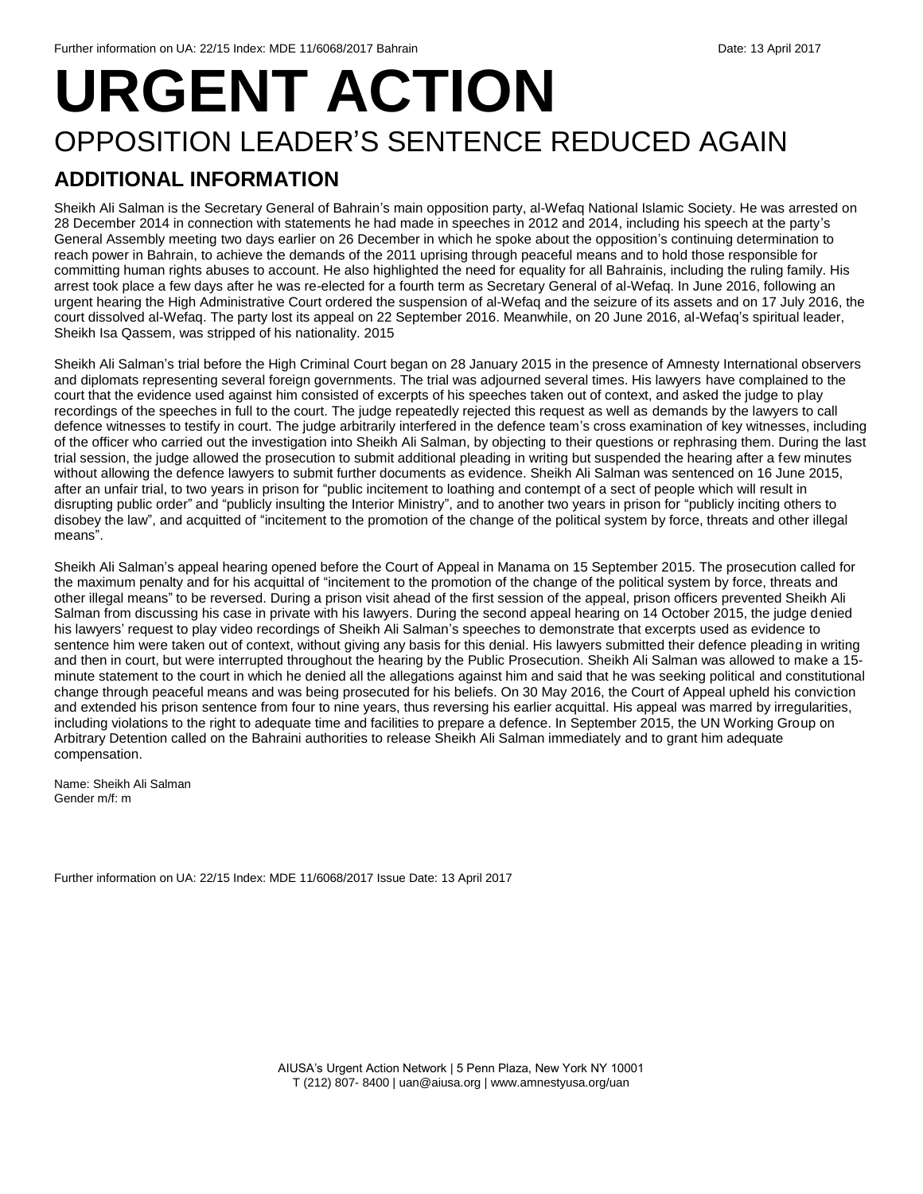# URGENT ACTION

## OPPOSITION LEADER'S SENTENCE REDUCED AGAIN

### ADDITIONAL INFORMATION

Sheikh Ali Salman is the Secretary General of Bahrain's main opposition party, al-Wefaq National Islamic Society. He was arrested on 28 December 2014 in connection with statements he had made in speeches in 2012 and 2014, including his speech at the party's General Assembly meeting two days earlier on 26 December in which he spoke about the opposition's continuing determination to reach power in Bahrain, to achieve the demands of the 2011 uprising through peaceful means and to hold those responsible for committing human rights abuses to account. He also highlighted the need for equality for all Bahrainis, including the ruling family. His arrest took place a few days after he was re-elected for a fourth term as Secretary General of al-Wefaq. In June 2016, following an urgent hearing the High Administrative Court ordered the suspension of al-Wefaq and the seizure of its assets and on 17 July 2016, the court dissolved al-Wefaq. The party lost its appeal on 22 September 2016. Meanwhile, on 20 June 2016, al-Wefaq's spiritual leader, Sheikh Isa Qassem, was stripped of his nationality. 2015

Sheikh Ali Salman's trial before the High Criminal Court began on 28 January 2015 in the presence of Amnesty International observers and diplomats representing several foreign governments. The trial was adjourned several times. His lawyers have complained to the court that the evidence used against him consisted of excerpts of his speeches taken out of context, and asked the judge to play recordings of the speeches in full to the court. The judge repeatedly rejected this request as well as demands by the lawyers to call defence witnesses to testify in court. The judge arbitrarily interfered in the defence team's cross examination of key witnesses, including of the officer who carried out the investigation into Sheikh Ali Salman, by objecting to their questions or rephrasing them. During the last trial session, the judge allowed the prosecution to submit additional pleading in writing but suspended the hearing after a few minutes without allowing the defence lawyers to submit further documents as evidence. Sheikh Ali Salman was sentenced on 16 June 2015, after an unfair trial, to two years in prison for "public incitement to loathing and contempt of a sect of people which will result in disrupting public order" and "publicly insulting the Interior Ministry", and to another two years in prison for "publicly inciting others to disobey the law", and acquitted of "incitement to the promotion of the change of the political system by force, threats and other illegal means".

Sheikh Ali Salman's appeal hearing opened before the Court of Appeal in Manama on 15 September 2015. The prosecution called for the maximum penalty and for his acquittal of "incitement to the promotion of the change of the political system by force, threats and other illegal means" to be reversed. During a prison visit ahead of the first session of the appeal, prison officers prevented Sheikh Ali Salman from discussing his case in private with his lawyers. During the second appeal hearing on 14 October 2015, the judge denied his lawyers' request to play video recordings of Sheikh Ali Salman's speeches to demonstrate that excerpts used as evidence to sentence him were taken out of context, without giving any basis for this denial. His lawyers submitted their defence pleading in writing and then in court, but were interrupted throughout the hearing by the Public Prosecution. Sheikh Ali Salman was allowed to make a 15-minute statement to the court in which he denied all the allegations against him and said that he was seeking political and constitutional change through peaceful means and was being prosecuted for his beliefs. On 30 May 2016, the Court of Appeal upheld his conviction and extended his prison sentence from four to nine years, thus reversing his earlier acquittal. His appeal was marred by irregularities, including violations to the right to adequate time and facilities to prepare a defence. In September 2015, the UN Working Group on Arbitrary Detention called on the Bahraini authorities to release Sheikh Ali Salman immediately and to grant him adequate compensation.

Name: Sheikh Ali Salman
Gender m/f: m

Further information on UA: 22/15 Index: MDE 11/6068/2017 Issue Date: 13 April 2017

AIUSA's Urgent Action Network | 5 Penn Plaza, New York NY 10001
T (212) 807- 8400 | uan@aiusa.org | www.amnestyusa.org/uan